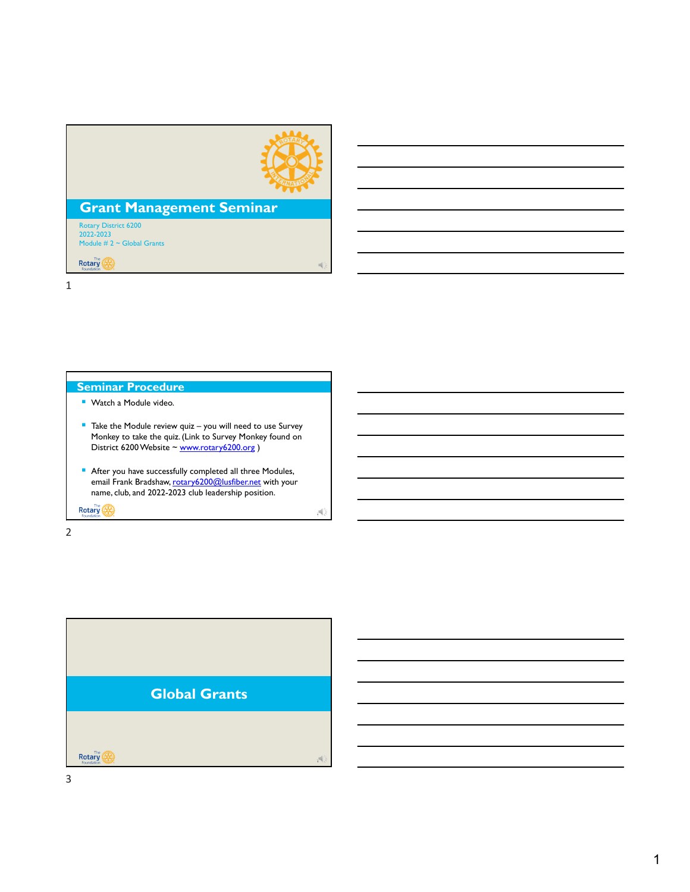# Grant Management Seminar

Rotary District 6200
2022-2023
Module # 2 ~ Global Grants

The Rotary Foundation

## Seminar Procedure

- Watch a Module video.
- Take the Module review quiz – you will need to use Survey Monkey to take the quiz. (Link to Survey Monkey found on District 6200 Website ~ www.rotary6200.org )
- After you have successfully completed all three Modules, email Frank Bradshaw, rotary6200@lusfiber.net with your name, club, and 2022-2023 club leadership position.

The Rotary Foundation

## Global Grants

The Rotary Foundation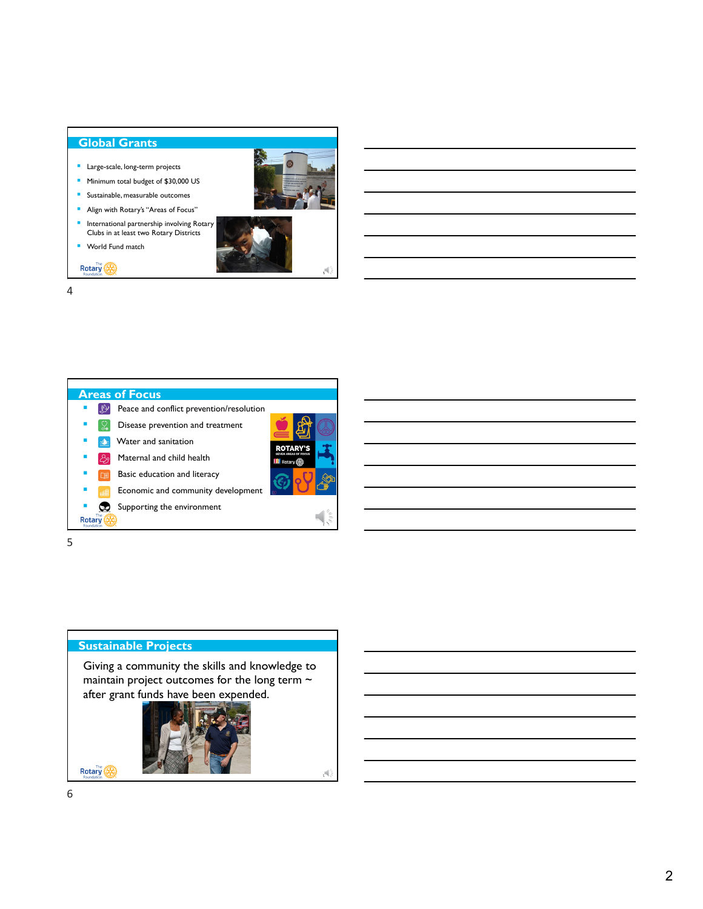## Global Grants

- Large-scale, long-term projects
- Minimum total budget of $30,000 US
- Sustainable, measurable outcomes
- Align with Rotary's "Areas of Focus"
- International partnership involving Rotary Clubs in at least two Rotary Districts
- World Fund match

## Areas of Focus

- Peace and conflict prevention/resolution
- Disease prevention and treatment
- Water and sanitation
- Maternal and child health
- Basic education and literacy
- Economic and community development
- Supporting the environment

## Sustainable Projects

Giving a community the skills and knowledge to maintain project outcomes for the long term ~ after grant funds have been expended.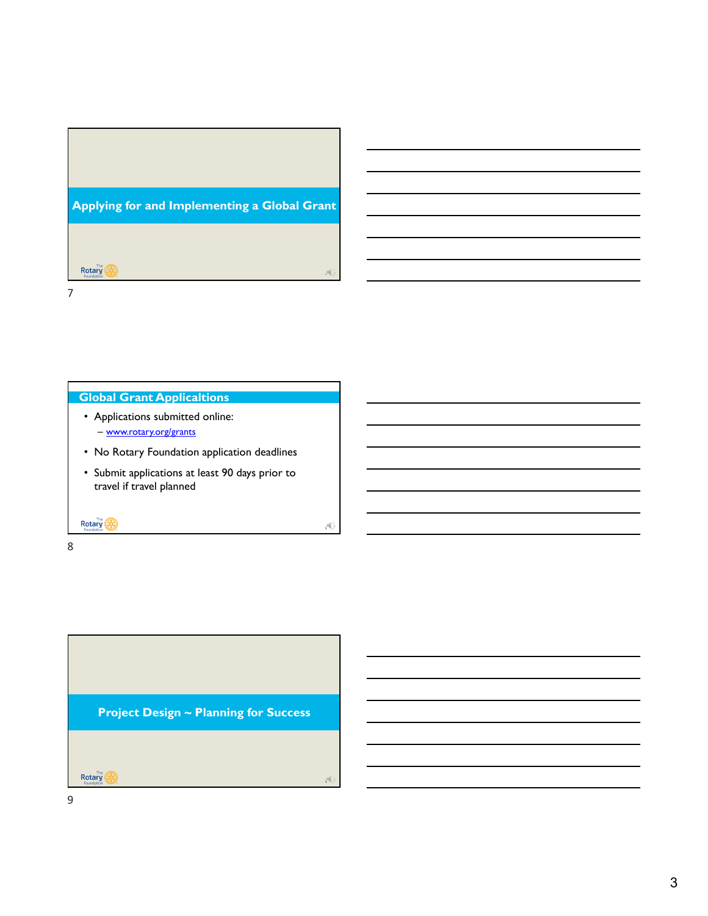## Applying for and Implementing a Global Grant

## Global Grant Applicaltions

- Applications submitted online:
  - www.rotary.org/grants
- No Rotary Foundation application deadlines
- Submit applications at least 90 days prior to travel if travel planned

## Project Design ~ Planning for Success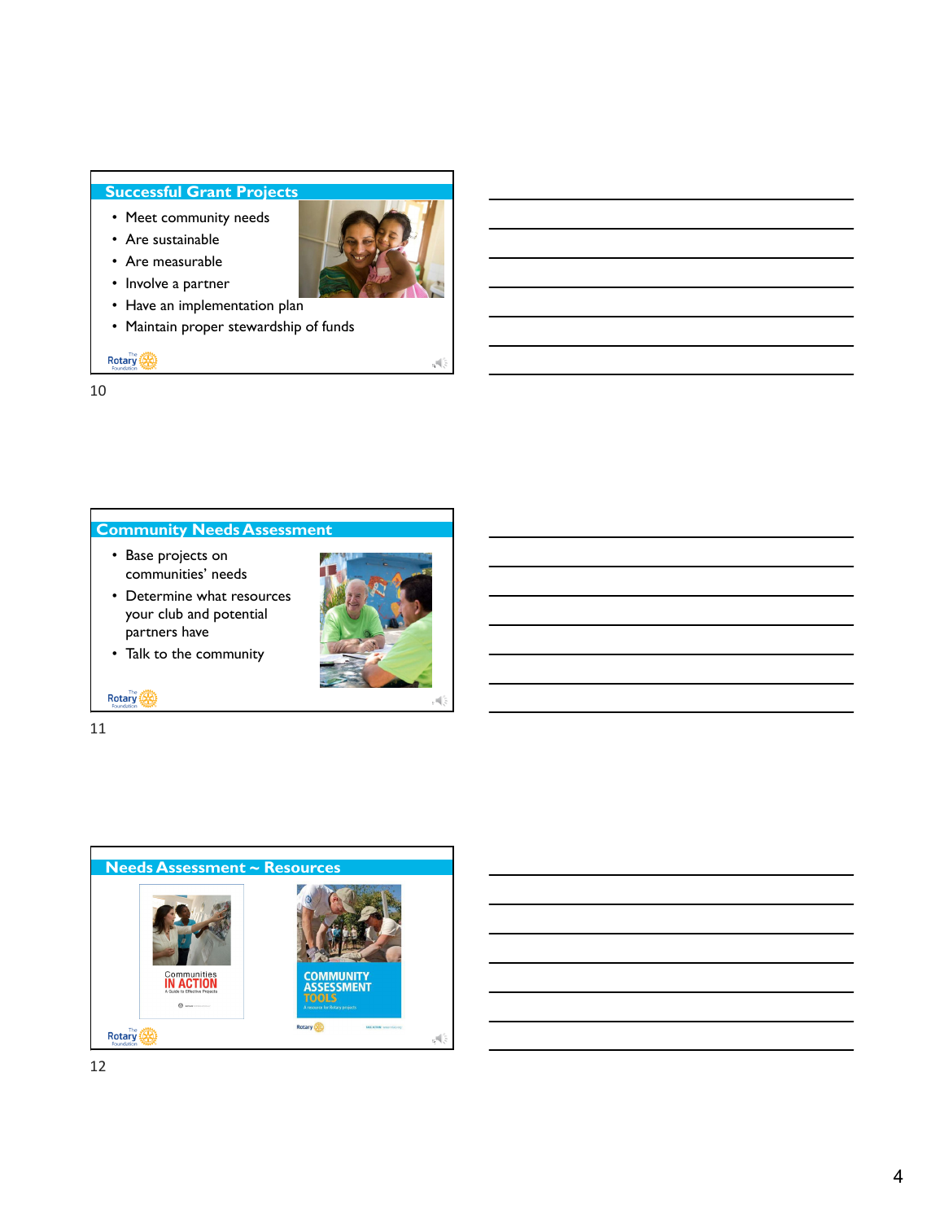## Successful Grant Projects

- Meet community needs
- Are sustainable
- Are measurable
- Involve a partner
- Have an implementation plan
- Maintain proper stewardship of funds

10

## Community Needs Assessment

- Base projects on communities' needs
- Determine what resources your club and potential partners have
- Talk to the community

11

## Needs Assessment ~ Resources

Communities IN ACTION
A Guide to Effective Projects

COMMUNITY ASSESSMENT TOOLS
A resource for Rotary projects

12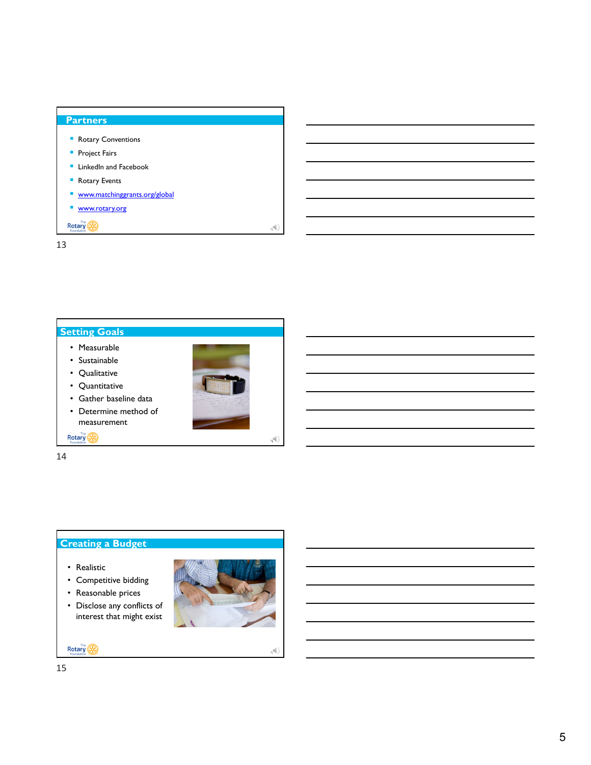## Partners

- Rotary Conventions
- Project Fairs
- LinkedIn and Facebook
- Rotary Events
- www.matchinggrants.org/global
- www.rotary.org

## Setting Goals

- Measurable
- Sustainable
- Qualitative
- Quantitative
- Gather baseline data
- Determine method of measurement

## Creating a Budget

- Realistic
- Competitive bidding
- Reasonable prices
- Disclose any conflicts of interest that might exist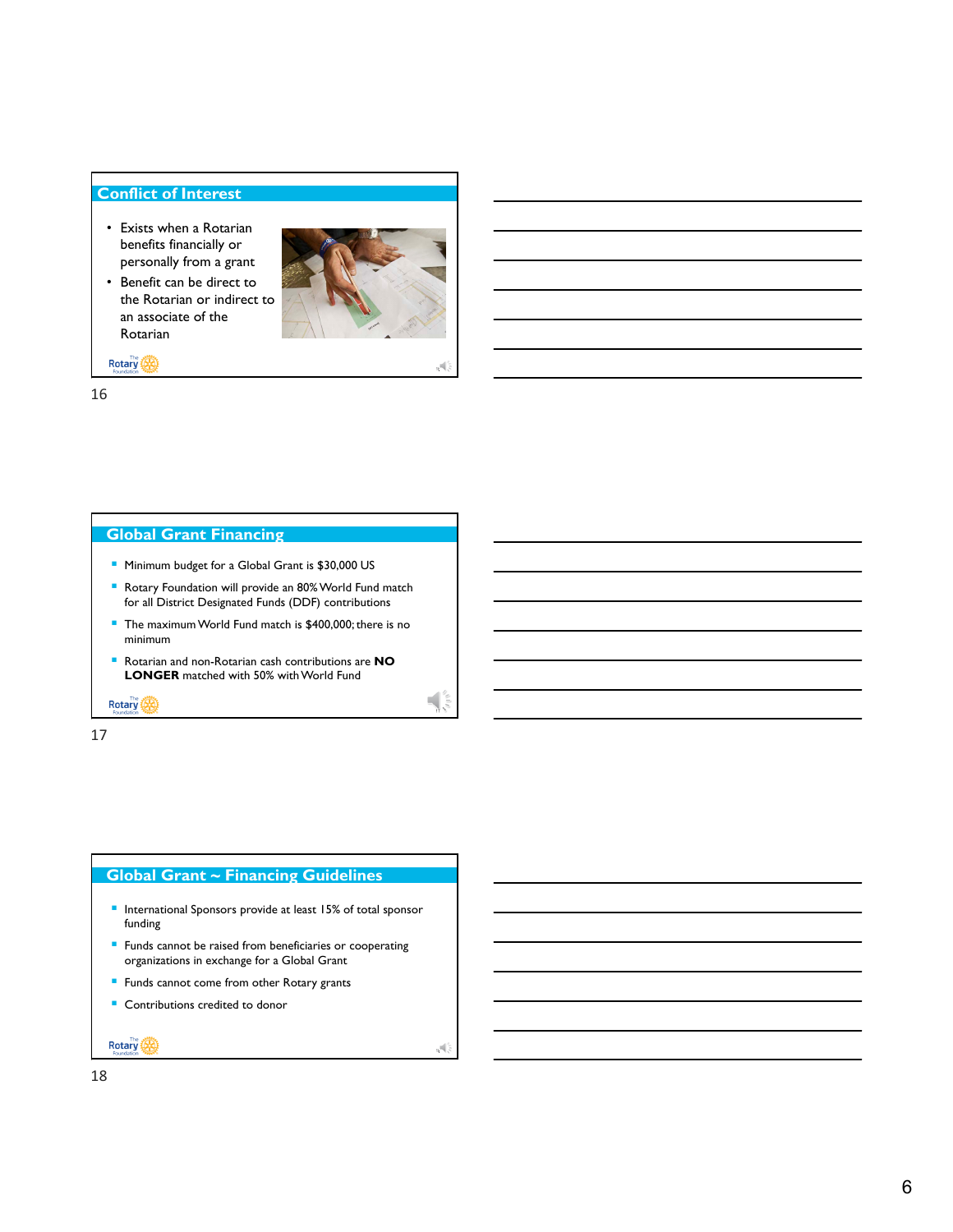## Conflict of Interest

- Exists when a Rotarian benefits financially or personally from a grant
- Benefit can be direct to the Rotarian or indirect to an associate of the Rotarian

## Global Grant Financing

- Minimum budget for a Global Grant is $30,000 US
- Rotary Foundation will provide an 80% World Fund match for all District Designated Funds (DDF) contributions
- The maximum World Fund match is $400,000; there is no minimum
- Rotarian and non-Rotarian cash contributions are **NO LONGER** matched with 50% with World Fund

## Global Grant ~ Financing Guidelines

- International Sponsors provide at least 15% of total sponsor funding
- Funds cannot be raised from beneficiaries or cooperating organizations in exchange for a Global Grant
- Funds cannot come from other Rotary grants
- Contributions credited to donor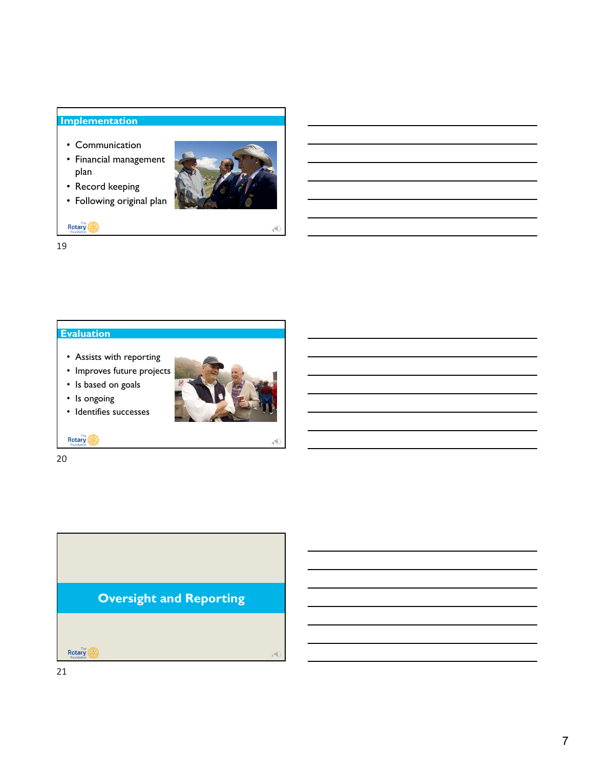## Implementation

- Communication
- Financial management plan
- Record keeping
- Following original plan

## Evaluation

- Assists with reporting
- Improves future projects
- Is based on goals
- Is ongoing
- Identifies successes

## Oversight and Reporting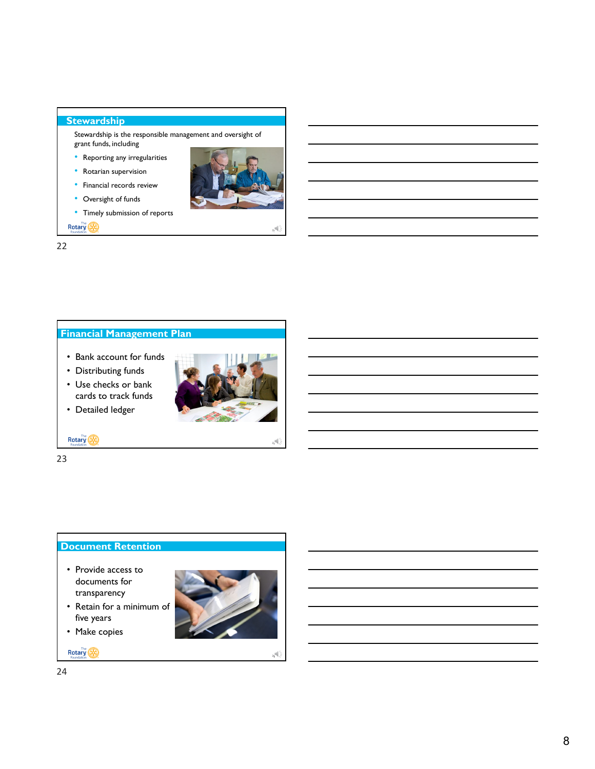## Stewardship

Stewardship is the responsible management and oversight of grant funds, including

- Reporting any irregularities
- Rotarian supervision
- Financial records review
- Oversight of funds
- Timely submission of reports

22

## Financial Management Plan

- Bank account for funds
- Distributing funds
- Use checks or bank cards to track funds
- Detailed ledger

23

## Document Retention

- Provide access to documents for transparency
- Retain for a minimum of five years
- Make copies

24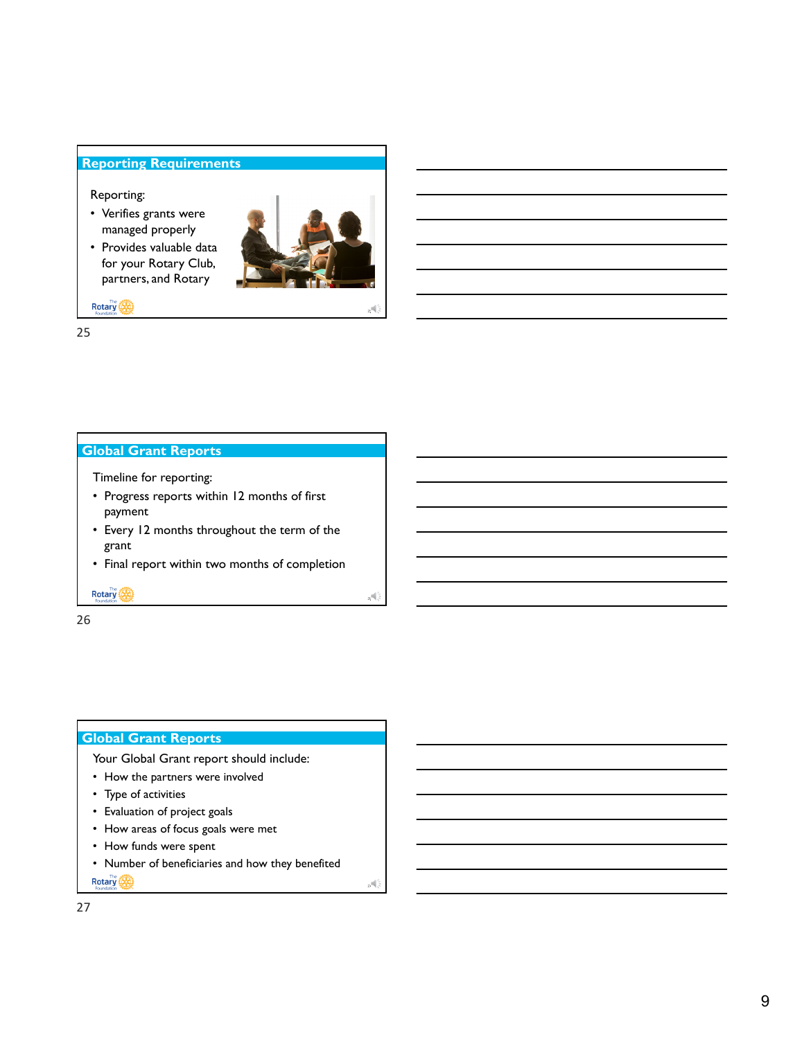## Reporting Requirements

Reporting:

- Verifies grants were managed properly
- Provides valuable data for your Rotary Club, partners, and Rotary

25

## Global Grant Reports

Timeline for reporting:

- Progress reports within 12 months of first payment
- Every 12 months throughout the term of the grant
- Final report within two months of completion

26

## Global Grant Reports

Your Global Grant report should include:

- How the partners were involved
- Type of activities
- Evaluation of project goals
- How areas of focus goals were met
- How funds were spent
- Number of beneficiaries and how they benefited

27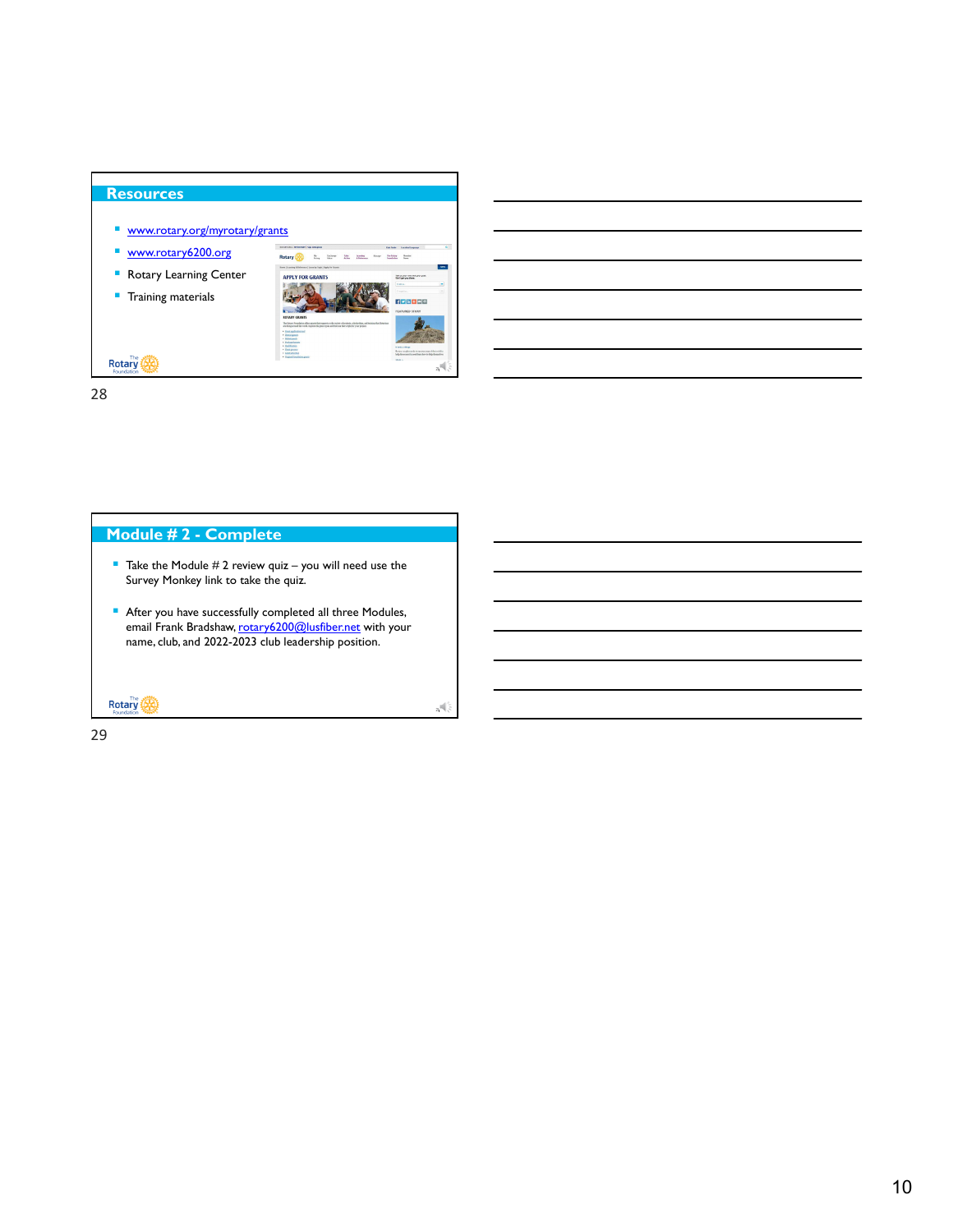## Resources

- www.rotary.org/myrotary/grants
- www.rotary6200.org
- Rotary Learning Center
- Training materials

28

## Module # 2 - Complete

- Take the Module # 2 review quiz – you will need use the Survey Monkey link to take the quiz.
- After you have successfully completed all three Modules, email Frank Bradshaw, rotary6200@lusfiber.net with your name, club, and 2022-2023 club leadership position.

29